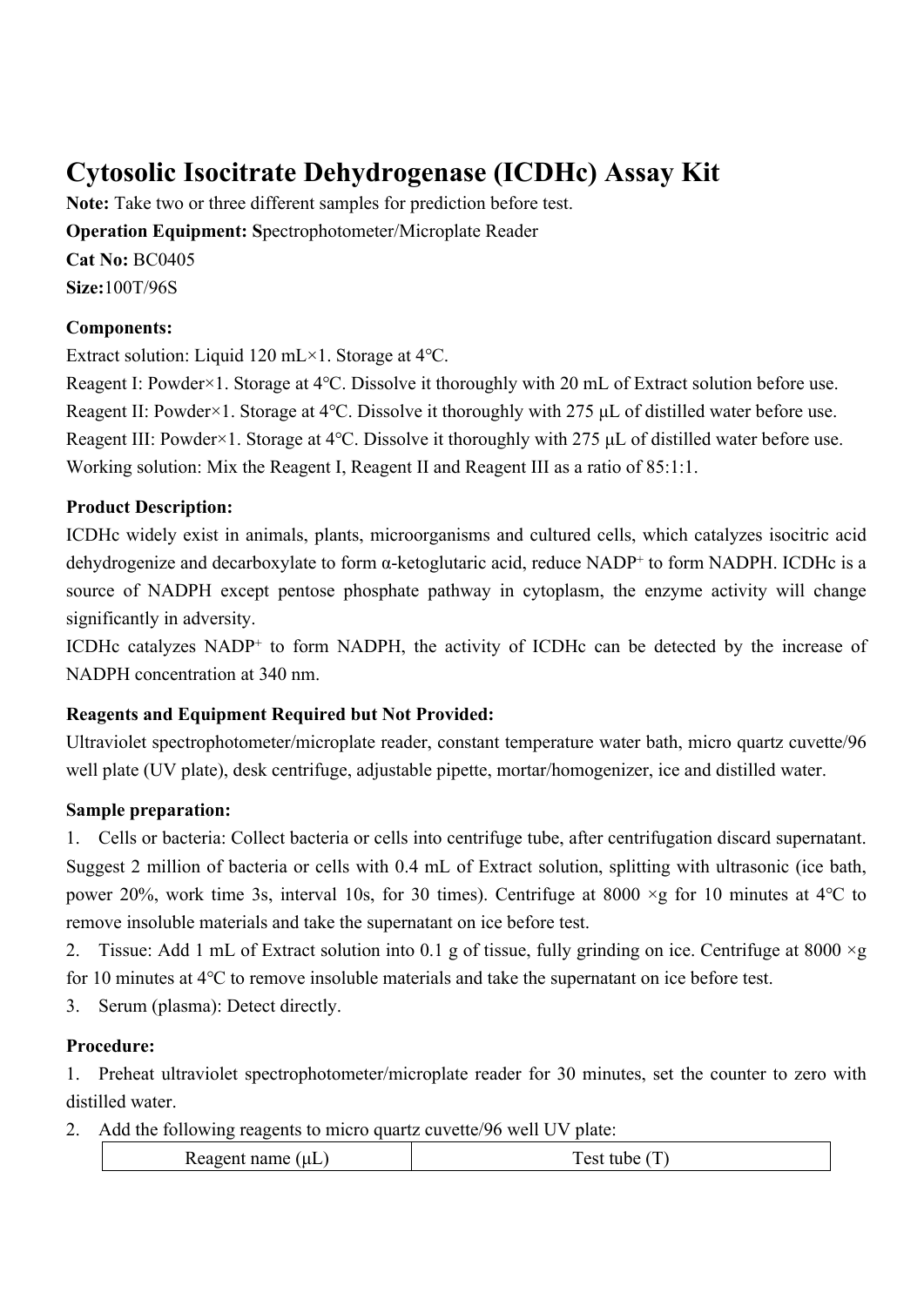# Cytosolic Isocitrate Dehydrogenase (ICDHc) Assay Kit

**Note:** Take two or three different samples for prediction before test.

**Operation Equipment:** Spectrophotometer/Microplate Reader

**Cat No:** BC0405

**Size:** 100T/96S

**Components:**

Extract solution: Liquid 120 mL×1. Storage at 4°C.

Reagent I: Powder×1. Storage at 4°C. Dissolve it thoroughly with 20 mL of Extract solution before use.

Reagent II: Powder×1. Storage at 4°C. Dissolve it thoroughly with 275 μL of distilled water before use.

Reagent III: Powder×1. Storage at 4°C. Dissolve it thoroughly with 275 μL of distilled water before use.

Working solution: Mix the Reagent I, Reagent II and Reagent III as a ratio of 85:1:1.

**Product Description:**

ICDHc widely exist in animals, plants, microorganisms and cultured cells, which catalyzes isocitric acid dehydrogenize and decarboxylate to form α-ketoglutaric acid, reduce $NADP^+$ to form NADPH. ICDHc is a source of NADPH except pentose phosphate pathway in cytoplasm, the enzyme activity will change significantly in adversity.

ICDHc catalyzes $NADP^+$ to form NADPH, the activity of ICDHc can be detected by the increase of NADPH concentration at 340 nm.

**Reagents and Equipment Required but Not Provided:**

Ultraviolet spectrophotometer/microplate reader, constant temperature water bath, micro quartz cuvette/96 well plate (UV plate), desk centrifuge, adjustable pipette, mortar/homogenizer, ice and distilled water.

**Sample preparation:**

1. Cells or bacteria: Collect bacteria or cells into centrifuge tube, after centrifugation discard supernatant. Suggest 2 million of bacteria or cells with 0.4 mL of Extract solution, splitting with ultrasonic (ice bath, power 20%, work time 3s, interval 10s, for 30 times). Centrifuge at 8000 ×g for 10 minutes at 4°C to remove insoluble materials and take the supernatant on ice before test.
2. Tissue: Add 1 mL of Extract solution into 0.1 g of tissue, fully grinding on ice. Centrifuge at 8000 ×g for 10 minutes at 4°C to remove insoluble materials and take the supernatant on ice before test.
3. Serum (plasma): Detect directly.

**Procedure:**

1. Preheat ultraviolet spectrophotometer/microplate reader for 30 minutes, set the counter to zero with distilled water.
2. Add the following reagents to micro quartz cuvette/96 well UV plate:

| Reagent name (μL) | Test tube (T) |
| --- | --- |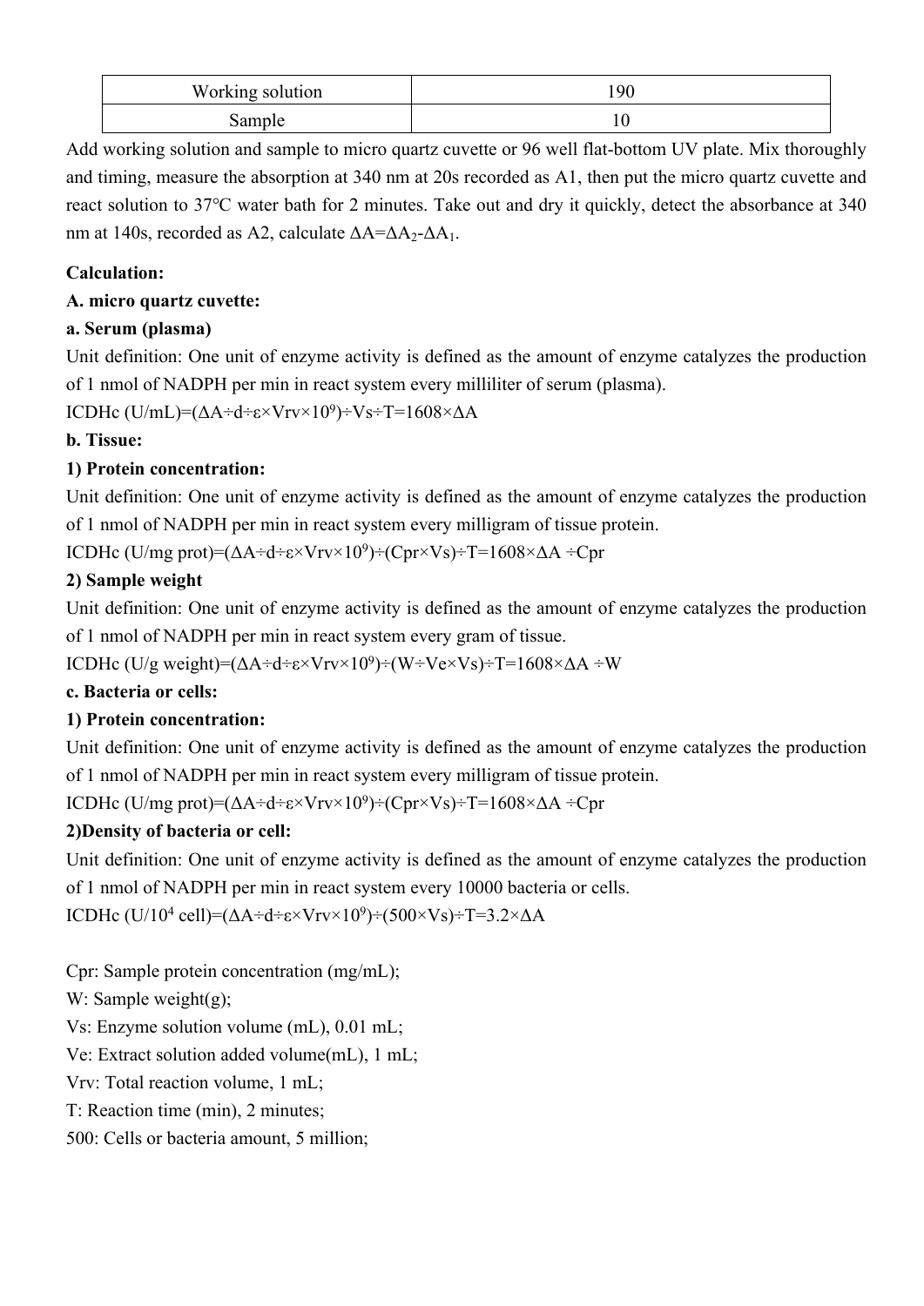| Working solution | 190 |
| --- | --- |
| Sample | 10 |

Add working solution and sample to micro quartz cuvette or 96 well flat-bottom UV plate. Mix thoroughly and timing, measure the absorption at 340 nm at 20s recorded as A1, then put the micro quartz cuvette and react solution to 37℃ water bath for 2 minutes. Take out and dry it quickly, detect the absorbance at 340 nm at 140s, recorded as A2, calculate $\Delta A=\Delta A_2-\Delta A_1$.

**Calculation:**

**A. micro quartz cuvette:**

**a. Serum (plasma)**

Unit definition: One unit of enzyme activity is defined as the amount of enzyme catalyzes the production of 1 nmol of NADPH per min in react system every milliliter of serum (plasma).

ICDHc (U/mL)=$(\Delta A \div d \div \varepsilon \times Vrv \times 10^9) \div Vs \div T = 1608 \times \Delta A$

**b. Tissue:**

**1) Protein concentration:**

Unit definition: One unit of enzyme activity is defined as the amount of enzyme catalyzes the production of 1 nmol of NADPH per min in react system every milligram of tissue protein.

ICDHc (U/mg prot)=$(\Delta A \div d \div \varepsilon \times Vrv \times 10^9) \div (Cpr \times Vs) \div T = 1608 \times \Delta A \div Cpr$

**2) Sample weight**

Unit definition: One unit of enzyme activity is defined as the amount of enzyme catalyzes the production of 1 nmol of NADPH per min in react system every gram of tissue.

ICDHc (U/g weight)=$(\Delta A \div d \div \varepsilon \times Vrv \times 10^9) \div (W \div Ve \times Vs) \div T = 1608 \times \Delta A \div W$

**c. Bacteria or cells:**

**1) Protein concentration:**

Unit definition: One unit of enzyme activity is defined as the amount of enzyme catalyzes the production of 1 nmol of NADPH per min in react system every milligram of tissue protein.

ICDHc (U/mg prot)=$(\Delta A \div d \div \varepsilon \times Vrv \times 10^9) \div (Cpr \times Vs) \div T = 1608 \times \Delta A \div Cpr$

**2)Density of bacteria or cell:**

Unit definition: One unit of enzyme activity is defined as the amount of enzyme catalyzes the production of 1 nmol of NADPH per min in react system every 10000 bacteria or cells.

ICDHc (U/$10^4$ cell)=$(\Delta A \div d \div \varepsilon \times Vrv \times 10^9) \div (500 \times Vs) \div T = 3.2 \times \Delta A$

Cpr: Sample protein concentration (mg/mL);

W: Sample weight(g);

Vs: Enzyme solution volume (mL), 0.01 mL;

Ve: Extract solution added volume(mL), 1 mL;

Vrv: Total reaction volume, 1 mL;

T: Reaction time (min), 2 minutes;

500: Cells or bacteria amount, 5 million;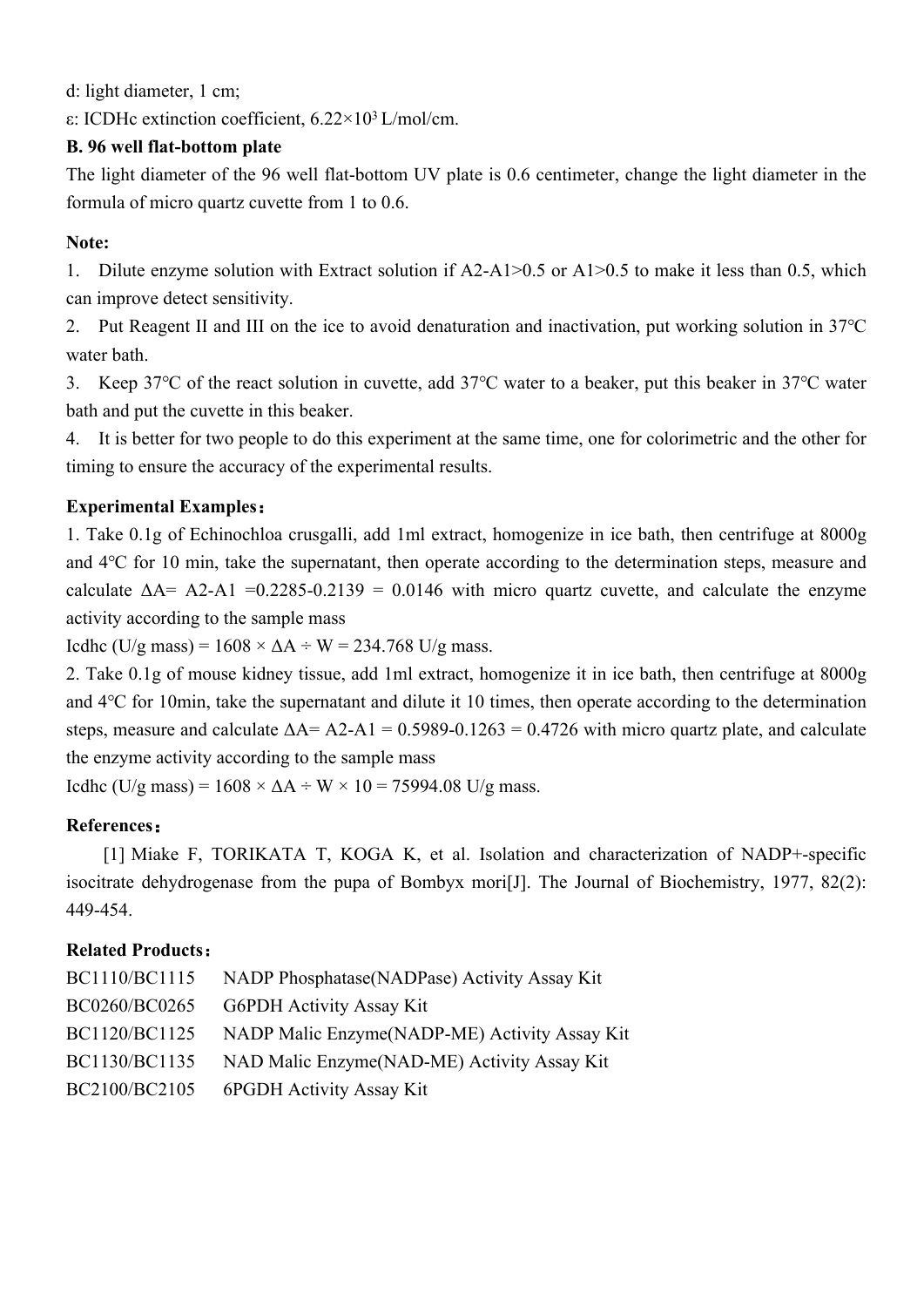d: light diameter, 1 cm;

ε: ICDHc extinction coefficient, $6.22\times10^3$ L/mol/cm.

**B. 96 well flat-bottom plate**

The light diameter of the 96 well flat-bottom UV plate is 0.6 centimeter, change the light diameter in the formula of micro quartz cuvette from 1 to 0.6.

**Note:**

1. Dilute enzyme solution with Extract solution if A2-A1>0.5 or A1>0.5 to make it less than 0.5, which can improve detect sensitivity.
2. Put Reagent II and III on the ice to avoid denaturation and inactivation, put working solution in 37℃ water bath.
3. Keep 37℃ of the react solution in cuvette, add 37℃ water to a beaker, put this beaker in 37℃ water bath and put the cuvette in this beaker.
4. It is better for two people to do this experiment at the same time, one for colorimetric and the other for timing to ensure the accuracy of the experimental results.

**Experimental Examples：**

1. Take 0.1g of Echinochloa crusgalli, add 1ml extract, homogenize in ice bath, then centrifuge at 8000g and 4℃ for 10 min, take the supernatant, then operate according to the determination steps, measure and calculate ΔA= A2-A1 =0.2285-0.2139 = 0.0146 with micro quartz cuvette, and calculate the enzyme activity according to the sample mass

Icdhc (U/g mass) = 1608 × ΔA ÷ W = 234.768 U/g mass.

2. Take 0.1g of mouse kidney tissue, add 1ml extract, homogenize it in ice bath, then centrifuge at 8000g and 4℃ for 10min, take the supernatant and dilute it 10 times, then operate according to the determination steps, measure and calculate ΔA= A2-A1 = 0.5989-0.1263 = 0.4726 with micro quartz plate, and calculate the enzyme activity according to the sample mass

Icdhc (U/g mass) = 1608 × ΔA ÷ W × 10 = 75994.08 U/g mass.

**References：**

[1] Miake F, TORIKATA T, KOGA K, et al. Isolation and characterization of NADP+-specific isocitrate dehydrogenase from the pupa of Bombyx mori[J]. The Journal of Biochemistry, 1977, 82(2): 449-454.

**Related Products：**

BC1110/BC1115 NADP Phosphatase(NADPase) Activity Assay Kit

BC0260/BC0265 G6PDH Activity Assay Kit

BC1120/BC1125 NADP Malic Enzyme(NADP-ME) Activity Assay Kit

BC1130/BC1135 NAD Malic Enzyme(NAD-ME) Activity Assay Kit

BC2100/BC2105 6PGDH Activity Assay Kit